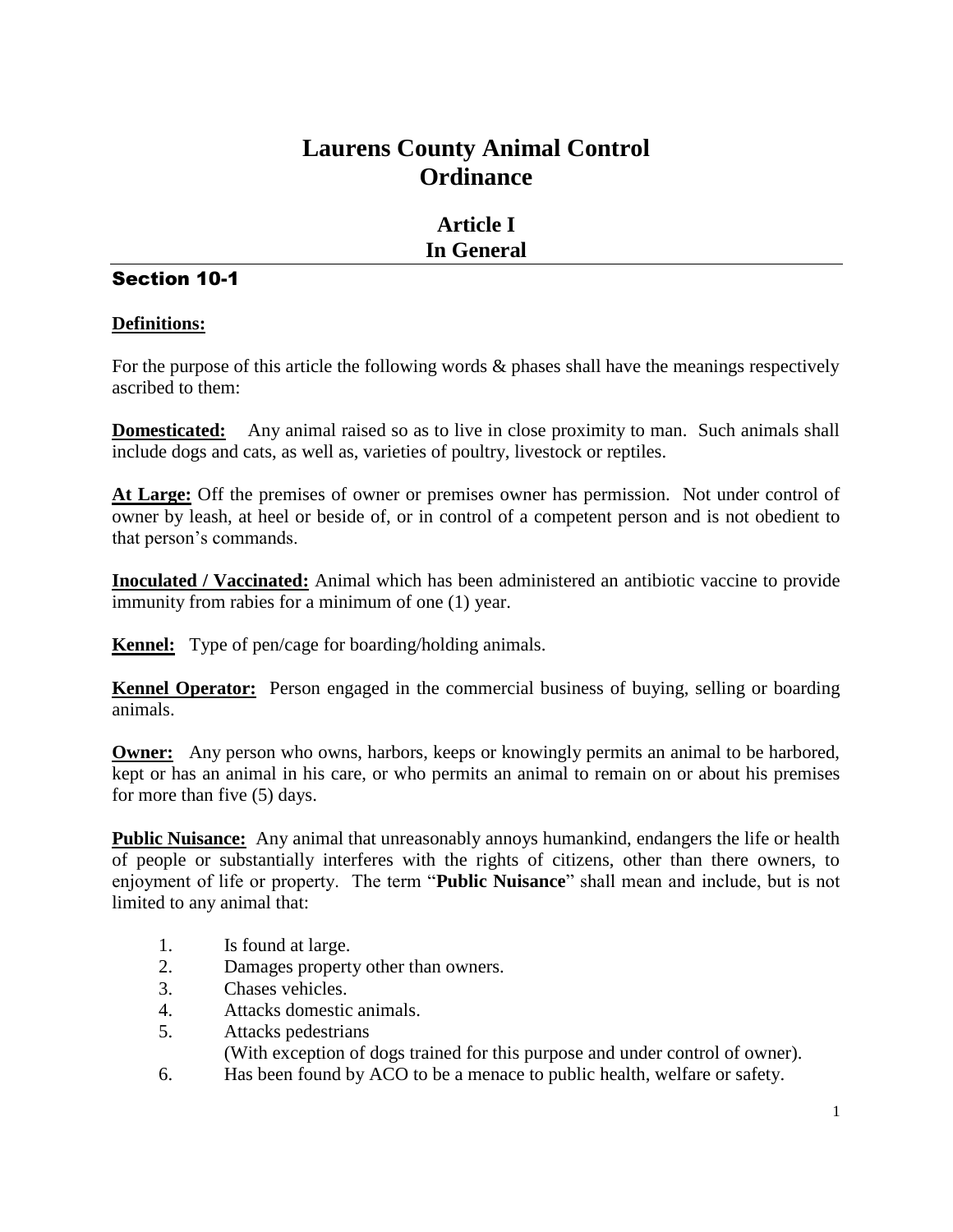# Laurens County Animal Control Ordinance

## Article I
## In General

### Section 10-1

**Definitions:**

For the purpose of this article the following words & phases shall have the meanings respectively ascribed to them:

**Domesticated:** Any animal raised so as to live in close proximity to man. Such animals shall include dogs and cats, as well as, varieties of poultry, livestock or reptiles.

**At Large:** Off the premises of owner or premises owner has permission. Not under control of owner by leash, at heel or beside of, or in control of a competent person and is not obedient to that person's commands.

**Inoculated / Vaccinated:** Animal which has been administered an antibiotic vaccine to provide immunity from rabies for a minimum of one (1) year.

**Kennel:** Type of pen/cage for boarding/holding animals.

**Kennel Operator:** Person engaged in the commercial business of buying, selling or boarding animals.

**Owner:** Any person who owns, harbors, keeps or knowingly permits an animal to be harbored, kept or has an animal in his care, or who permits an animal to remain on or about his premises for more than five (5) days.

**Public Nuisance:** Any animal that unreasonably annoys humankind, endangers the life or health of people or substantially interferes with the rights of citizens, other than there owners, to enjoyment of life or property. The term "**Public Nuisance**" shall mean and include, but is not limited to any animal that:

1. Is found at large.
2. Damages property other than owners.
3. Chases vehicles.
4. Attacks domestic animals.
5. Attacks pedestrians
   (With exception of dogs trained for this purpose and under control of owner).
6. Has been found by ACO to be a menace to public health, welfare or safety.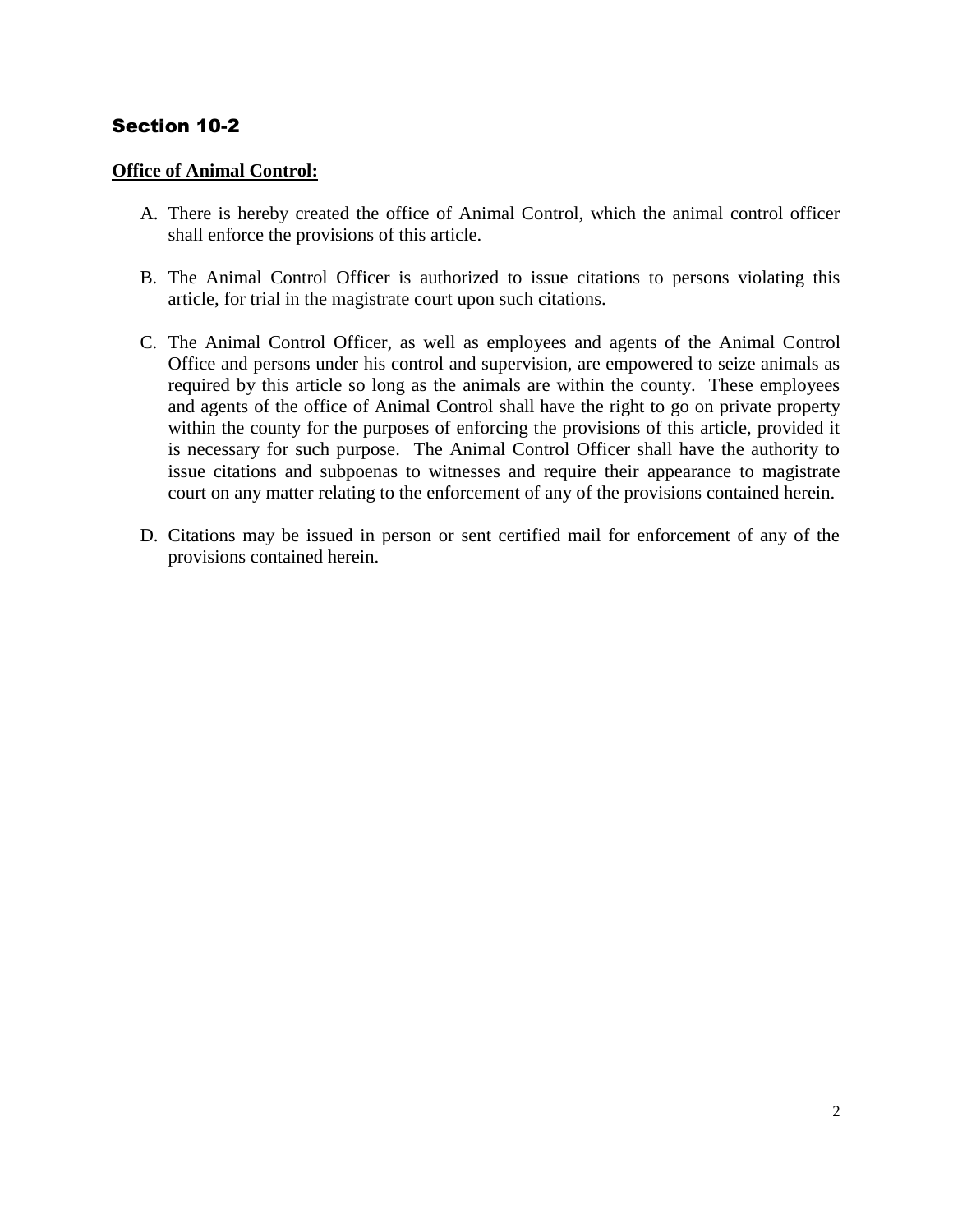## Section 10-2

**Office of Animal Control:**

A. There is hereby created the office of Animal Control, which the animal control officer shall enforce the provisions of this article.

B. The Animal Control Officer is authorized to issue citations to persons violating this article, for trial in the magistrate court upon such citations.

C. The Animal Control Officer, as well as employees and agents of the Animal Control Office and persons under his control and supervision, are empowered to seize animals as required by this article so long as the animals are within the county. These employees and agents of the office of Animal Control shall have the right to go on private property within the county for the purposes of enforcing the provisions of this article, provided it is necessary for such purpose. The Animal Control Officer shall have the authority to issue citations and subpoenas to witnesses and require their appearance to magistrate court on any matter relating to the enforcement of any of the provisions contained herein.

D. Citations may be issued in person or sent certified mail for enforcement of any of the provisions contained herein.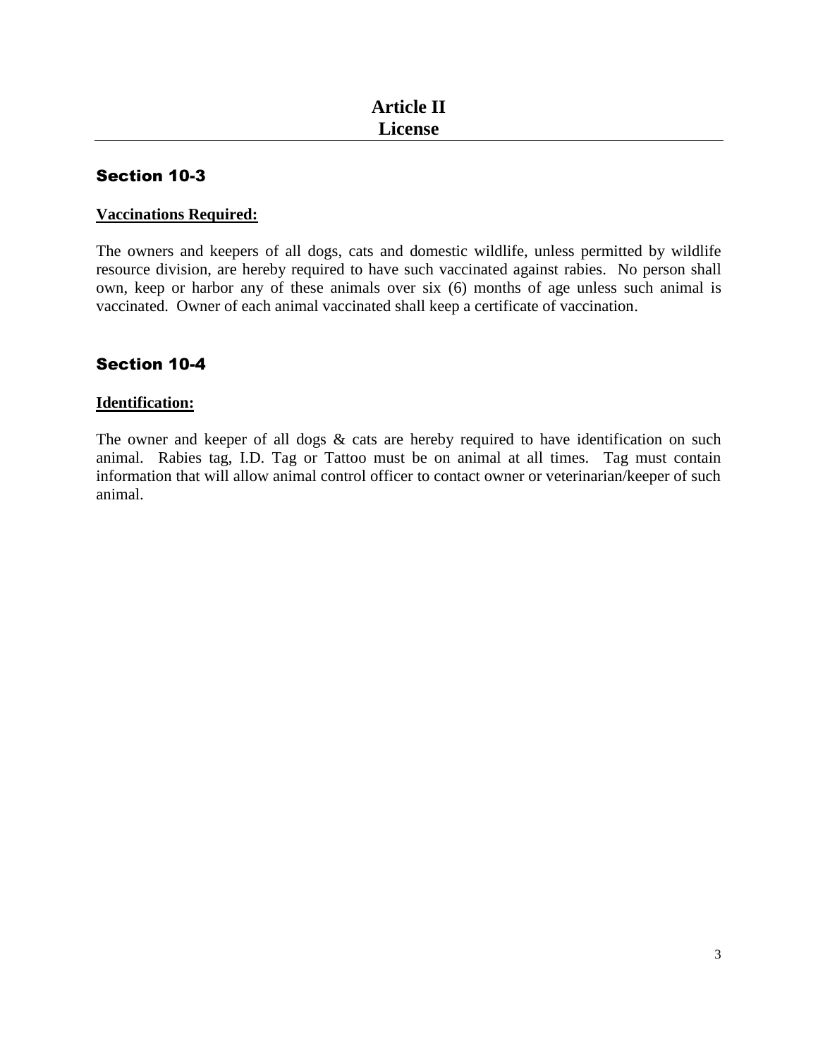# Article II
# License

## Section 10-3

**Vaccinations Required:**

The owners and keepers of all dogs, cats and domestic wildlife, unless permitted by wildlife resource division, are hereby required to have such vaccinated against rabies. No person shall own, keep or harbor any of these animals over six (6) months of age unless such animal is vaccinated. Owner of each animal vaccinated shall keep a certificate of vaccination.

## Section 10-4

**Identification:**

The owner and keeper of all dogs & cats are hereby required to have identification on such animal. Rabies tag, I.D. Tag or Tattoo must be on animal at all times. Tag must contain information that will allow animal control officer to contact owner or veterinarian/keeper of such animal.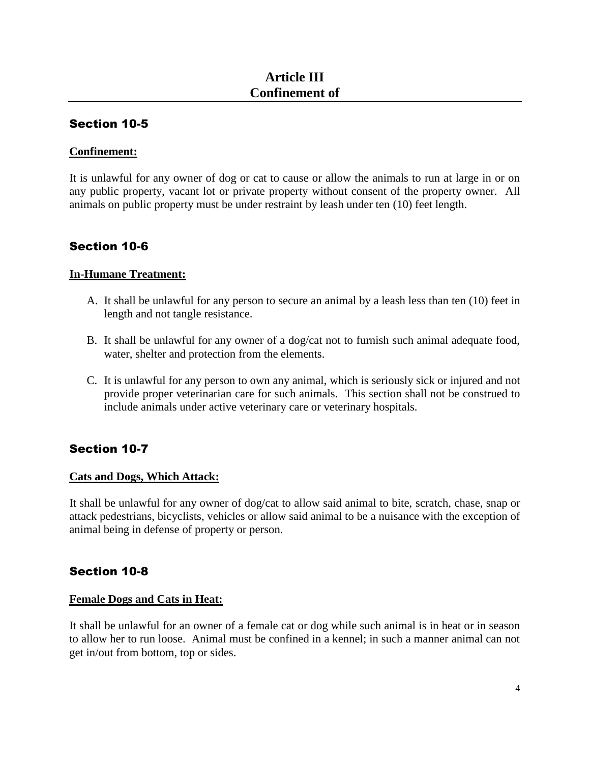# Article III
# Confinement of

## Section 10-5

**Confinement:**

It is unlawful for any owner of dog or cat to cause or allow the animals to run at large in or on any public property, vacant lot or private property without consent of the property owner. All animals on public property must be under restraint by leash under ten (10) feet length.

## Section 10-6

**In-Humane Treatment:**

A. It shall be unlawful for any person to secure an animal by a leash less than ten (10) feet in length and not tangle resistance.

B. It shall be unlawful for any owner of a dog/cat not to furnish such animal adequate food, water, shelter and protection from the elements.

C. It is unlawful for any person to own any animal, which is seriously sick or injured and not provide proper veterinarian care for such animals. This section shall not be construed to include animals under active veterinary care or veterinary hospitals.

## Section 10-7

**Cats and Dogs, Which Attack:**

It shall be unlawful for any owner of dog/cat to allow said animal to bite, scratch, chase, snap or attack pedestrians, bicyclists, vehicles or allow said animal to be a nuisance with the exception of animal being in defense of property or person.

## Section 10-8

**Female Dogs and Cats in Heat:**

It shall be unlawful for an owner of a female cat or dog while such animal is in heat or in season to allow her to run loose. Animal must be confined in a kennel; in such a manner animal can not get in/out from bottom, top or sides.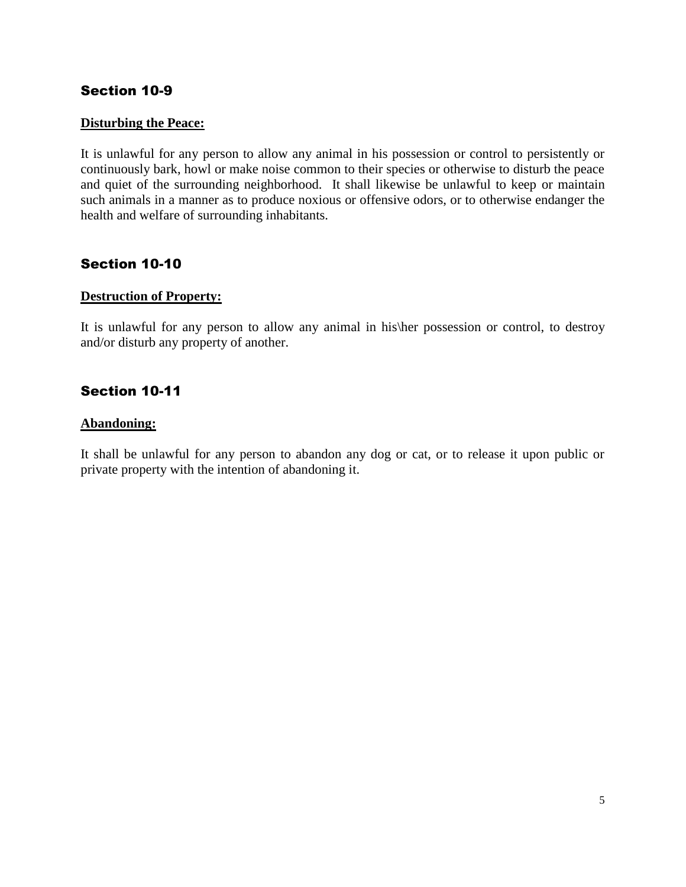## Section 10-9

**Disturbing the Peace:**

It is unlawful for any person to allow any animal in his possession or control to persistently or continuously bark, howl or make noise common to their species or otherwise to disturb the peace and quiet of the surrounding neighborhood. It shall likewise be unlawful to keep or maintain such animals in a manner as to produce noxious or offensive odors, or to otherwise endanger the health and welfare of surrounding inhabitants.

## Section 10-10

**Destruction of Property:**

It is unlawful for any person to allow any animal in his\her possession or control, to destroy and/or disturb any property of another.

## Section 10-11

**Abandoning:**

It shall be unlawful for any person to abandon any dog or cat, or to release it upon public or private property with the intention of abandoning it.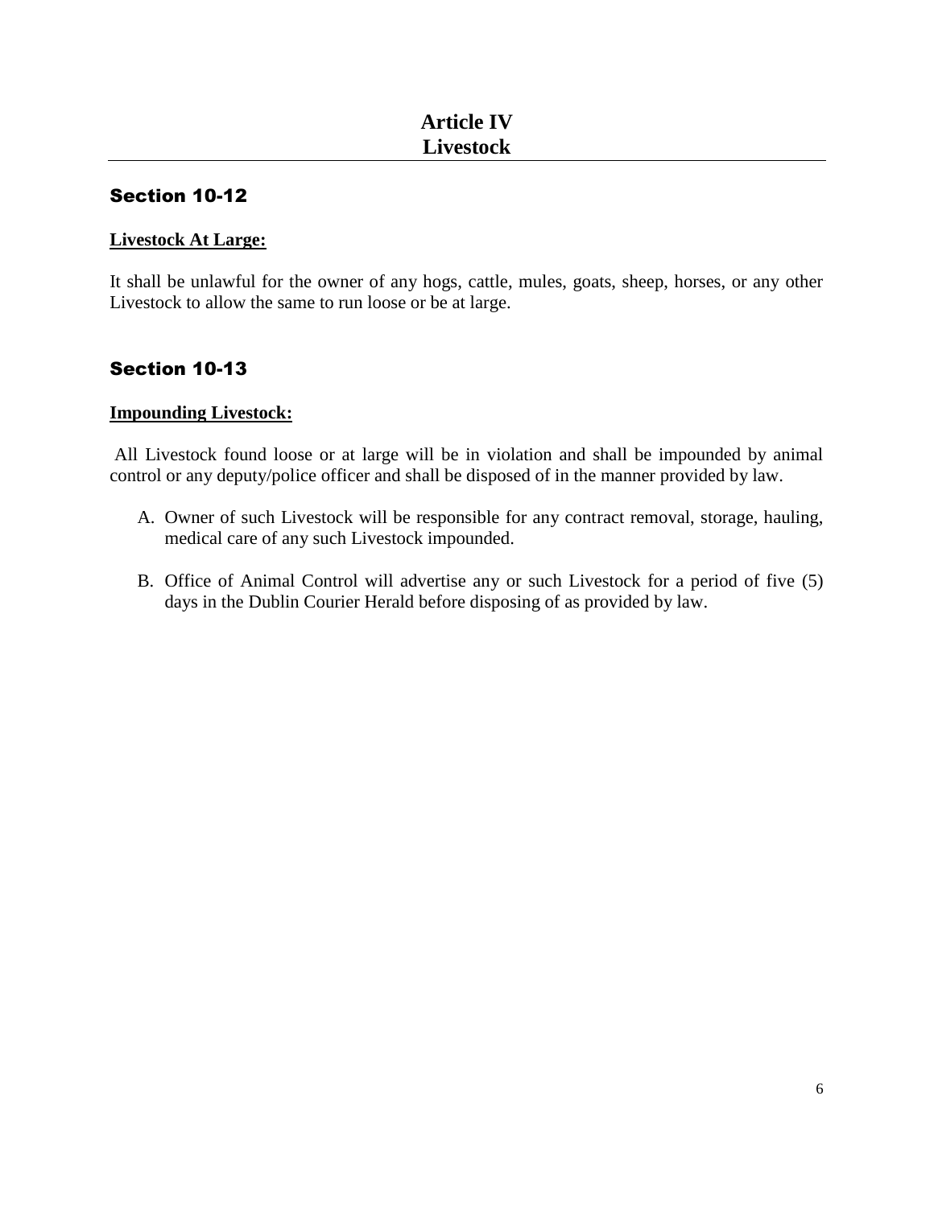# Article IV
# Livestock

## Section 10-12

**Livestock At Large:**

It shall be unlawful for the owner of any hogs, cattle, mules, goats, sheep, horses, or any other Livestock to allow the same to run loose or be at large.

## Section 10-13

**Impounding Livestock:**

All Livestock found loose or at large will be in violation and shall be impounded by animal control or any deputy/police officer and shall be disposed of in the manner provided by law.

A. Owner of such Livestock will be responsible for any contract removal, storage, hauling, medical care of any such Livestock impounded.

B. Office of Animal Control will advertise any or such Livestock for a period of five (5) days in the Dublin Courier Herald before disposing of as provided by law.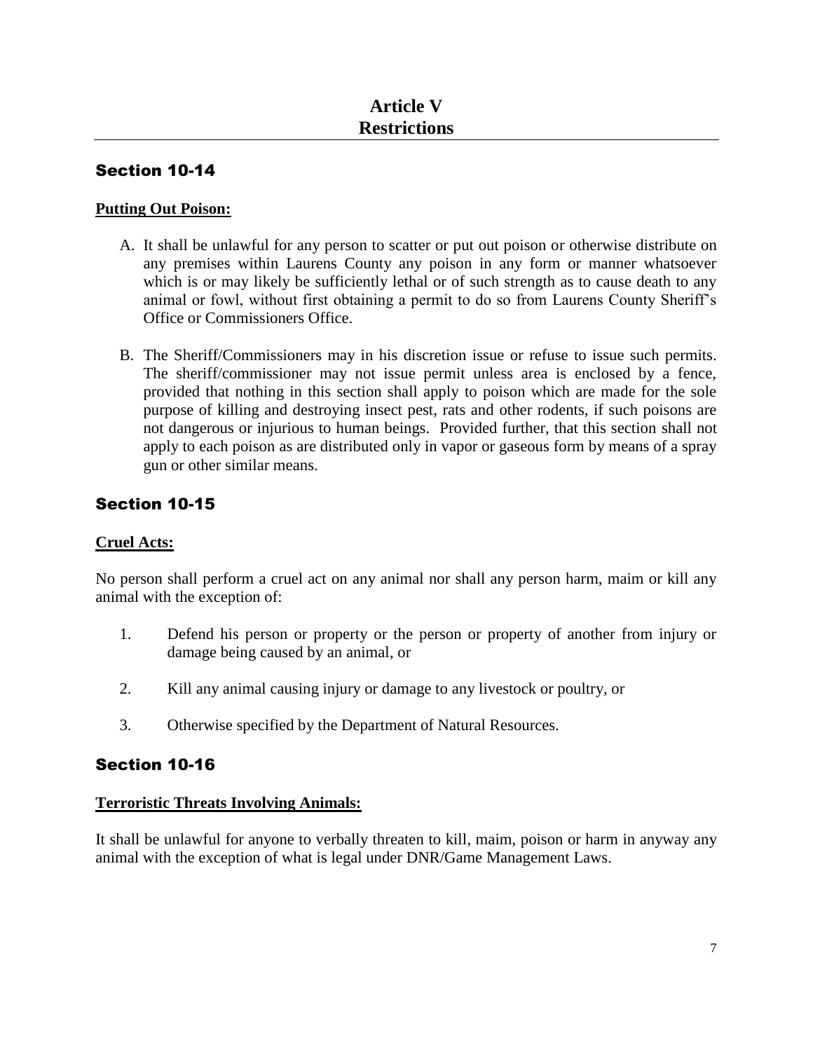# Article V
# Restrictions

## Section 10-14

**Putting Out Poison:**

A. It shall be unlawful for any person to scatter or put out poison or otherwise distribute on any premises within Laurens County any poison in any form or manner whatsoever which is or may likely be sufficiently lethal or of such strength as to cause death to any animal or fowl, without first obtaining a permit to do so from Laurens County Sheriff's Office or Commissioners Office.

B. The Sheriff/Commissioners may in his discretion issue or refuse to issue such permits. The sheriff/commissioner may not issue permit unless area is enclosed by a fence, provided that nothing in this section shall apply to poison which are made for the sole purpose of killing and destroying insect pest, rats and other rodents, if such poisons are not dangerous or injurious to human beings. Provided further, that this section shall not apply to each poison as are distributed only in vapor or gaseous form by means of a spray gun or other similar means.

## Section 10-15

**Cruel Acts:**

No person shall perform a cruel act on any animal nor shall any person harm, maim or kill any animal with the exception of:

1. Defend his person or property or the person or property of another from injury or damage being caused by an animal, or

2. Kill any animal causing injury or damage to any livestock or poultry, or

3. Otherwise specified by the Department of Natural Resources.

## Section 10-16

**Terroristic Threats Involving Animals:**

It shall be unlawful for anyone to verbally threaten to kill, maim, poison or harm in anyway any animal with the exception of what is legal under DNR/Game Management Laws.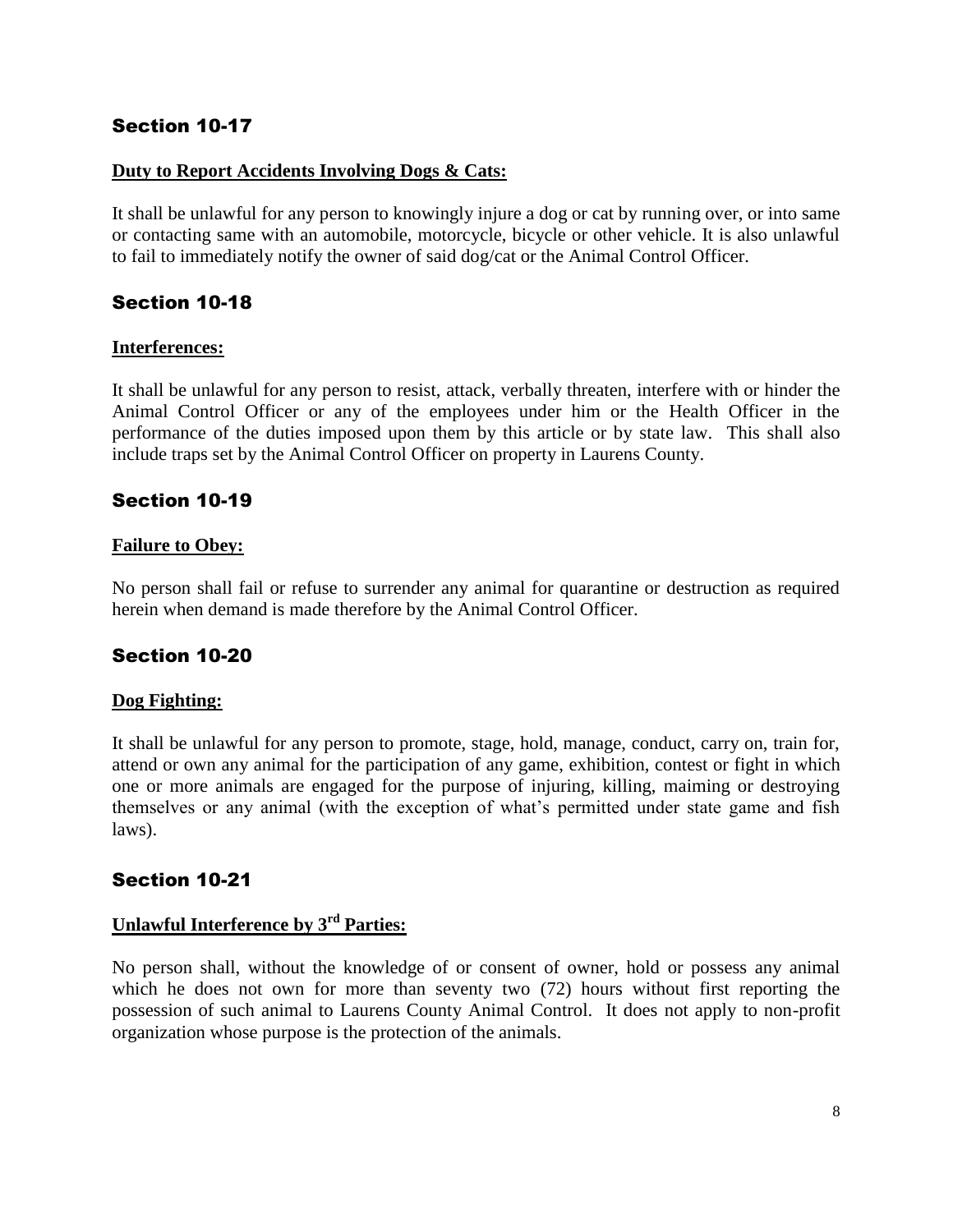## Section 10-17

**Duty to Report Accidents Involving Dogs & Cats:**

It shall be unlawful for any person to knowingly injure a dog or cat by running over, or into same or contacting same with an automobile, motorcycle, bicycle or other vehicle. It is also unlawful to fail to immediately notify the owner of said dog/cat or the Animal Control Officer.

## Section 10-18

**Interferences:**

It shall be unlawful for any person to resist, attack, verbally threaten, interfere with or hinder the Animal Control Officer or any of the employees under him or the Health Officer in the performance of the duties imposed upon them by this article or by state law. This shall also include traps set by the Animal Control Officer on property in Laurens County.

## Section 10-19

**Failure to Obey:**

No person shall fail or refuse to surrender any animal for quarantine or destruction as required herein when demand is made therefore by the Animal Control Officer.

## Section 10-20

**Dog Fighting:**

It shall be unlawful for any person to promote, stage, hold, manage, conduct, carry on, train for, attend or own any animal for the participation of any game, exhibition, contest or fight in which one or more animals are engaged for the purpose of injuring, killing, maiming or destroying themselves or any animal (with the exception of what's permitted under state game and fish laws).

## Section 10-21

**Unlawful Interference by 3rd Parties:**

No person shall, without the knowledge of or consent of owner, hold or possess any animal which he does not own for more than seventy two (72) hours without first reporting the possession of such animal to Laurens County Animal Control. It does not apply to non-profit organization whose purpose is the protection of the animals.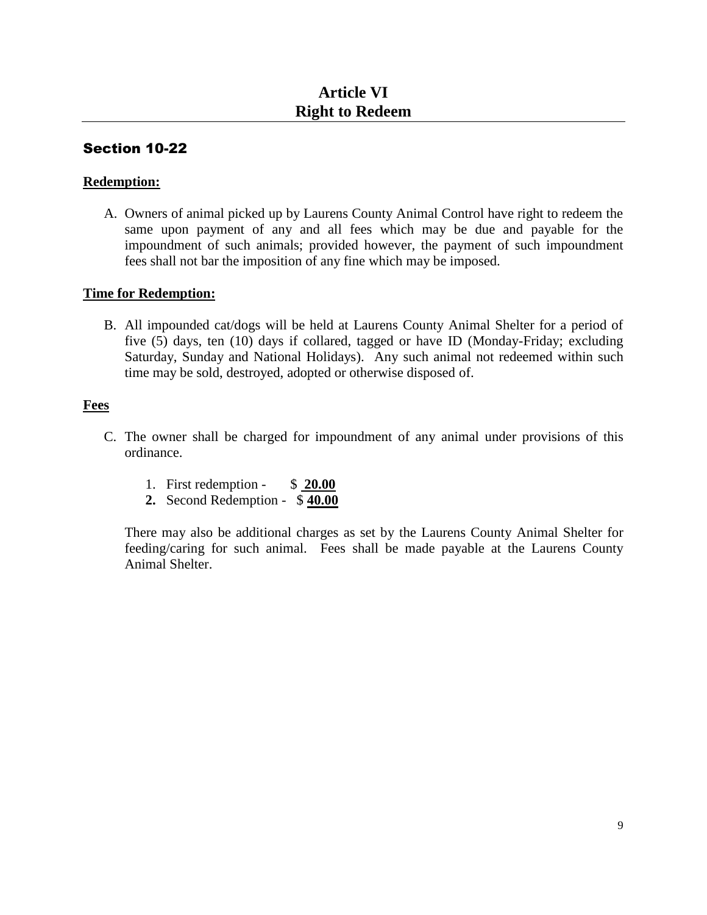# Article VI
# Right to Redeem

## Section 10-22

**Redemption:**

A. Owners of animal picked up by Laurens County Animal Control have right to redeem the same upon payment of any and all fees which may be due and payable for the impoundment of such animals; provided however, the payment of such impoundment fees shall not bar the imposition of any fine which may be imposed.

**Time for Redemption:**

B. All impounded cat/dogs will be held at Laurens County Animal Shelter for a period of five (5) days, ten (10) days if collared, tagged or have ID (Monday-Friday; excluding Saturday, Sunday and National Holidays). Any such animal not redeemed within such time may be sold, destroyed, adopted or otherwise disposed of.

**Fees**

C. The owner shall be charged for impoundment of any animal under provisions of this ordinance.

   1. First redemption - $ **20.00**
   2. Second Redemption - $ **40.00**

   There may also be additional charges as set by the Laurens County Animal Shelter for feeding/caring for such animal. Fees shall be made payable at the Laurens County Animal Shelter.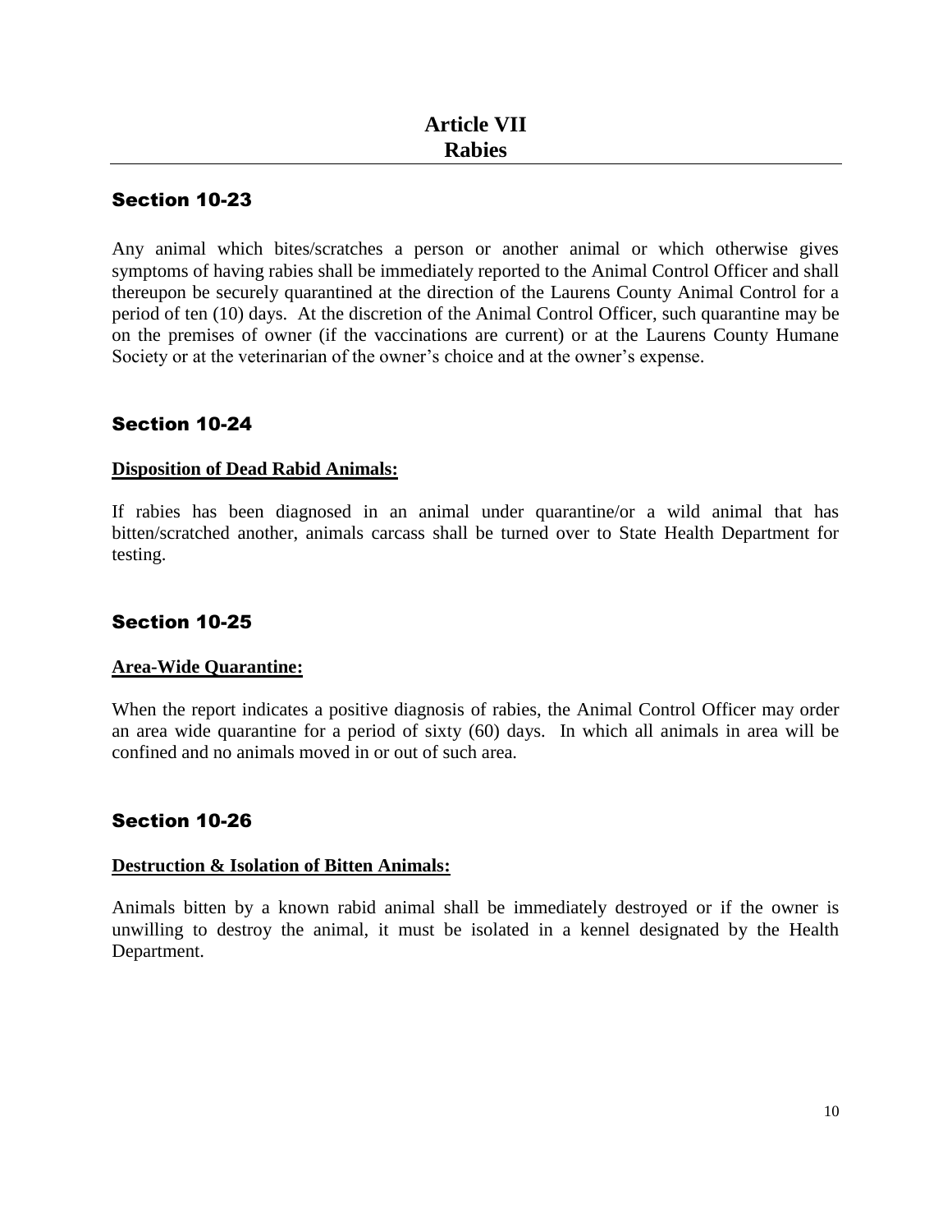# Article VII
# Rabies

## Section 10-23

Any animal which bites/scratches a person or another animal or which otherwise gives symptoms of having rabies shall be immediately reported to the Animal Control Officer and shall thereupon be securely quarantined at the direction of the Laurens County Animal Control for a period of ten (10) days. At the discretion of the Animal Control Officer, such quarantine may be on the premises of owner (if the vaccinations are current) or at the Laurens County Humane Society or at the veterinarian of the owner's choice and at the owner's expense.

## Section 10-24

**Disposition of Dead Rabid Animals:**

If rabies has been diagnosed in an animal under quarantine/or a wild animal that has bitten/scratched another, animals carcass shall be turned over to State Health Department for testing.

## Section 10-25

**Area-Wide Quarantine:**

When the report indicates a positive diagnosis of rabies, the Animal Control Officer may order an area wide quarantine for a period of sixty (60) days. In which all animals in area will be confined and no animals moved in or out of such area.

## Section 10-26

**Destruction & Isolation of Bitten Animals:**

Animals bitten by a known rabid animal shall be immediately destroyed or if the owner is unwilling to destroy the animal, it must be isolated in a kennel designated by the Health Department.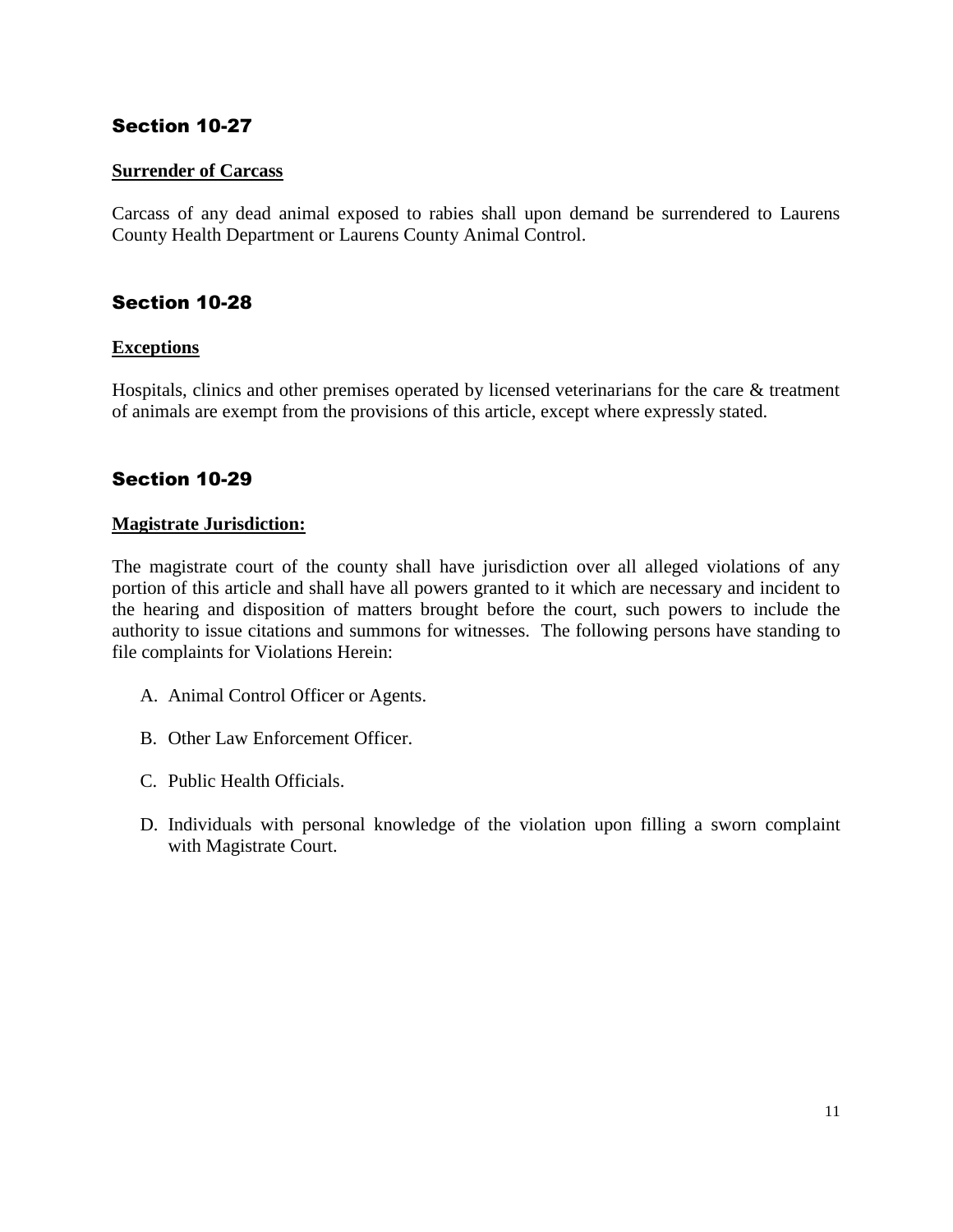## Section 10-27

**Surrender of Carcass**

Carcass of any dead animal exposed to rabies shall upon demand be surrendered to Laurens County Health Department or Laurens County Animal Control.

## Section 10-28

**Exceptions**

Hospitals, clinics and other premises operated by licensed veterinarians for the care & treatment of animals are exempt from the provisions of this article, except where expressly stated.

## Section 10-29

**Magistrate Jurisdiction:**

The magistrate court of the county shall have jurisdiction over all alleged violations of any portion of this article and shall have all powers granted to it which are necessary and incident to the hearing and disposition of matters brought before the court, such powers to include the authority to issue citations and summons for witnesses. The following persons have standing to file complaints for Violations Herein:

A. Animal Control Officer or Agents.

B. Other Law Enforcement Officer.

C. Public Health Officials.

D. Individuals with personal knowledge of the violation upon filling a sworn complaint with Magistrate Court.